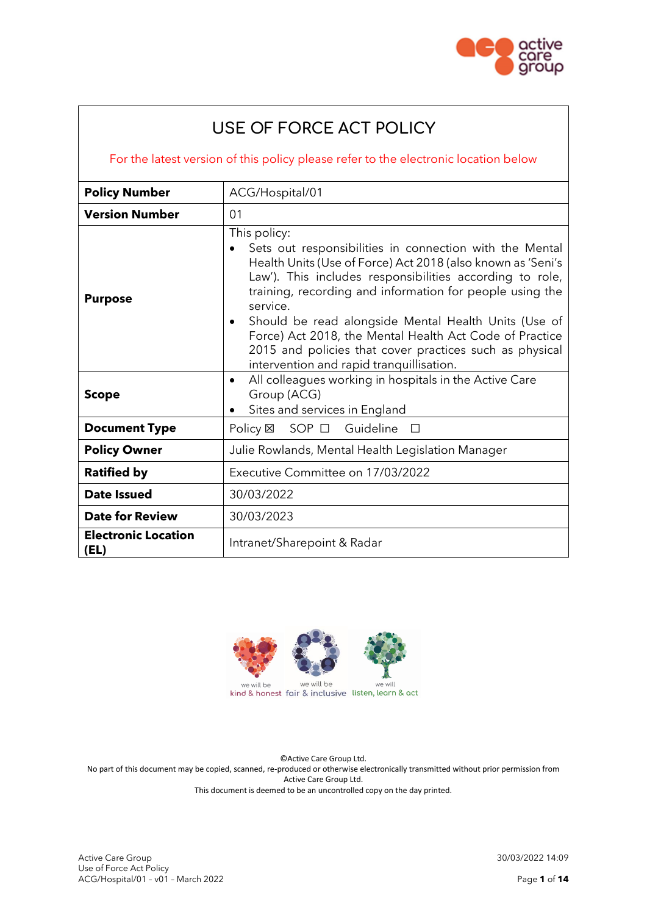# USE OF FORCE ACT POLICY

For the latest version of this policy please refer to the electronic location below

| **Policy Number** | ACG/Hospital/01 |
|---|---|
| **Version Number** | 01 |
| **Purpose** | This policy:<br>• Sets out responsibilities in connection with the Mental Health Units (Use of Force) Act 2018 (also known as 'Seni's Law'). This includes responsibilities according to role, training, recording and information for people using the service.<br>• Should be read alongside Mental Health Units (Use of Force) Act 2018, the Mental Health Act Code of Practice 2015 and policies that cover practices such as physical intervention and rapid tranquillisation. |
| **Scope** | • All colleagues working in hospitals in the Active Care Group (ACG)<br>• Sites and services in England |
| **Document Type** | Policy ☒ SOP ☐ Guideline ☐ |
| **Policy Owner** | Julie Rowlands, Mental Health Legislation Manager |
| **Ratified by** | Executive Committee on 17/03/2022 |
| **Date Issued** | 30/03/2022 |
| **Date for Review** | 30/03/2023 |
| **Electronic Location (EL)** | Intranet/Sharepoint & Radar |

we will be kind & honest · we will be fair & inclusive · we will listen, learn & act

©Active Care Group Ltd.
No part of this document may be copied, scanned, re-produced or otherwise electronically transmitted without prior permission from Active Care Group Ltd.
This document is deemed to be an uncontrolled copy on the day printed.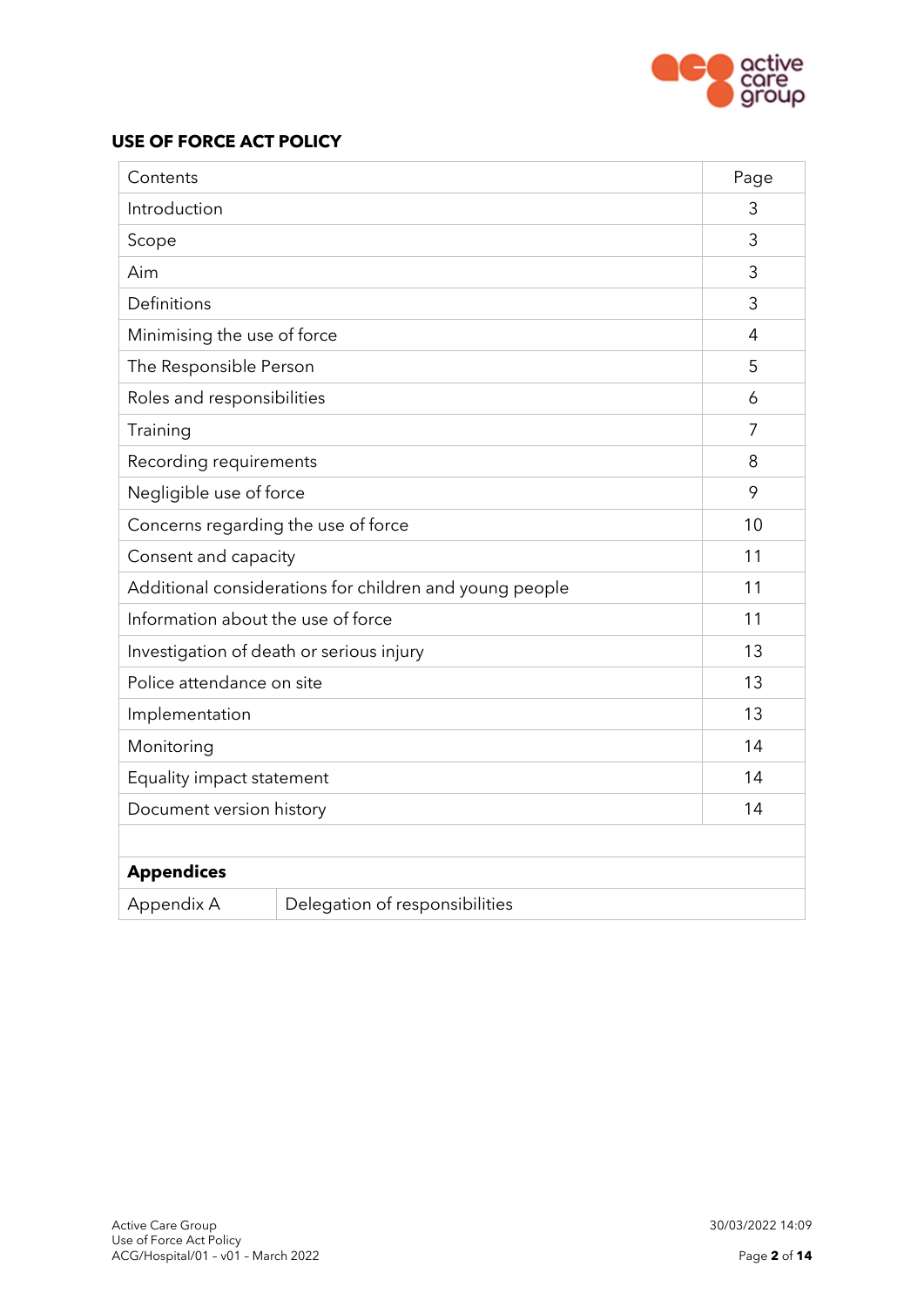## USE OF FORCE ACT POLICY

| Contents | Page |
|---|---|
| Introduction | 3 |
| Scope | 3 |
| Aim | 3 |
| Definitions | 3 |
| Minimising the use of force | 4 |
| The Responsible Person | 5 |
| Roles and responsibilities | 6 |
| Training | 7 |
| Recording requirements | 8 |
| Negligible use of force | 9 |
| Concerns regarding the use of force | 10 |
| Consent and capacity | 11 |
| Additional considerations for children and young people | 11 |
| Information about the use of force | 11 |
| Investigation of death or serious injury | 13 |
| Police attendance on site | 13 |
| Implementation | 13 |
| Monitoring | 14 |
| Equality impact statement | 14 |
| Document version history | 14 |

| **Appendices** | |
|---|---|
| Appendix A | Delegation of responsibilities |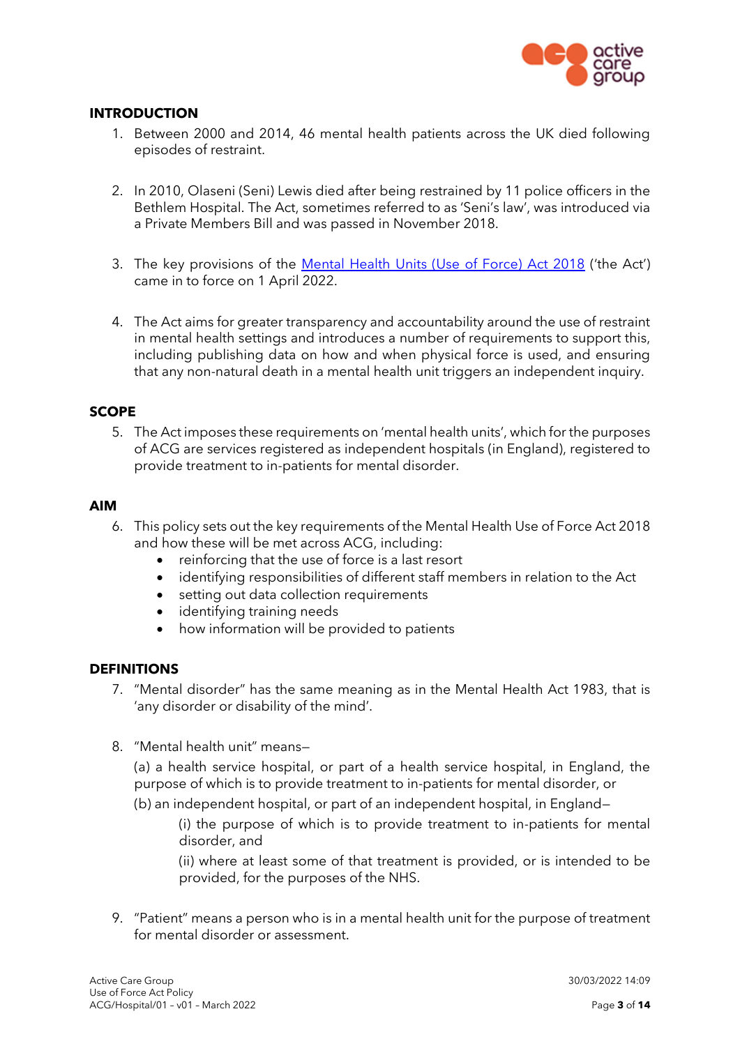## INTRODUCTION

1. Between 2000 and 2014, 46 mental health patients across the UK died following episodes of restraint.

2. In 2010, Olaseni (Seni) Lewis died after being restrained by 11 police officers in the Bethlem Hospital. The Act, sometimes referred to as 'Seni's law', was introduced via a Private Members Bill and was passed in November 2018.

3. The key provisions of the Mental Health Units (Use of Force) Act 2018 ('the Act') came in to force on 1 April 2022.

4. The Act aims for greater transparency and accountability around the use of restraint in mental health settings and introduces a number of requirements to support this, including publishing data on how and when physical force is used, and ensuring that any non-natural death in a mental health unit triggers an independent inquiry.

## SCOPE

5. The Act imposes these requirements on 'mental health units', which for the purposes of ACG are services registered as independent hospitals (in England), registered to provide treatment to in-patients for mental disorder.

## AIM

6. This policy sets out the key requirements of the Mental Health Use of Force Act 2018 and how these will be met across ACG, including:
   - reinforcing that the use of force is a last resort
   - identifying responsibilities of different staff members in relation to the Act
   - setting out data collection requirements
   - identifying training needs
   - how information will be provided to patients

## DEFINITIONS

7. "Mental disorder" has the same meaning as in the Mental Health Act 1983, that is 'any disorder or disability of the mind'.

8. "Mental health unit" means—

   (a) a health service hospital, or part of a health service hospital, in England, the purpose of which is to provide treatment to in-patients for mental disorder, or

   (b) an independent hospital, or part of an independent hospital, in England—

      (i) the purpose of which is to provide treatment to in-patients for mental disorder, and

      (ii) where at least some of that treatment is provided, or is intended to be provided, for the purposes of the NHS.

9. "Patient" means a person who is in a mental health unit for the purpose of treatment for mental disorder or assessment.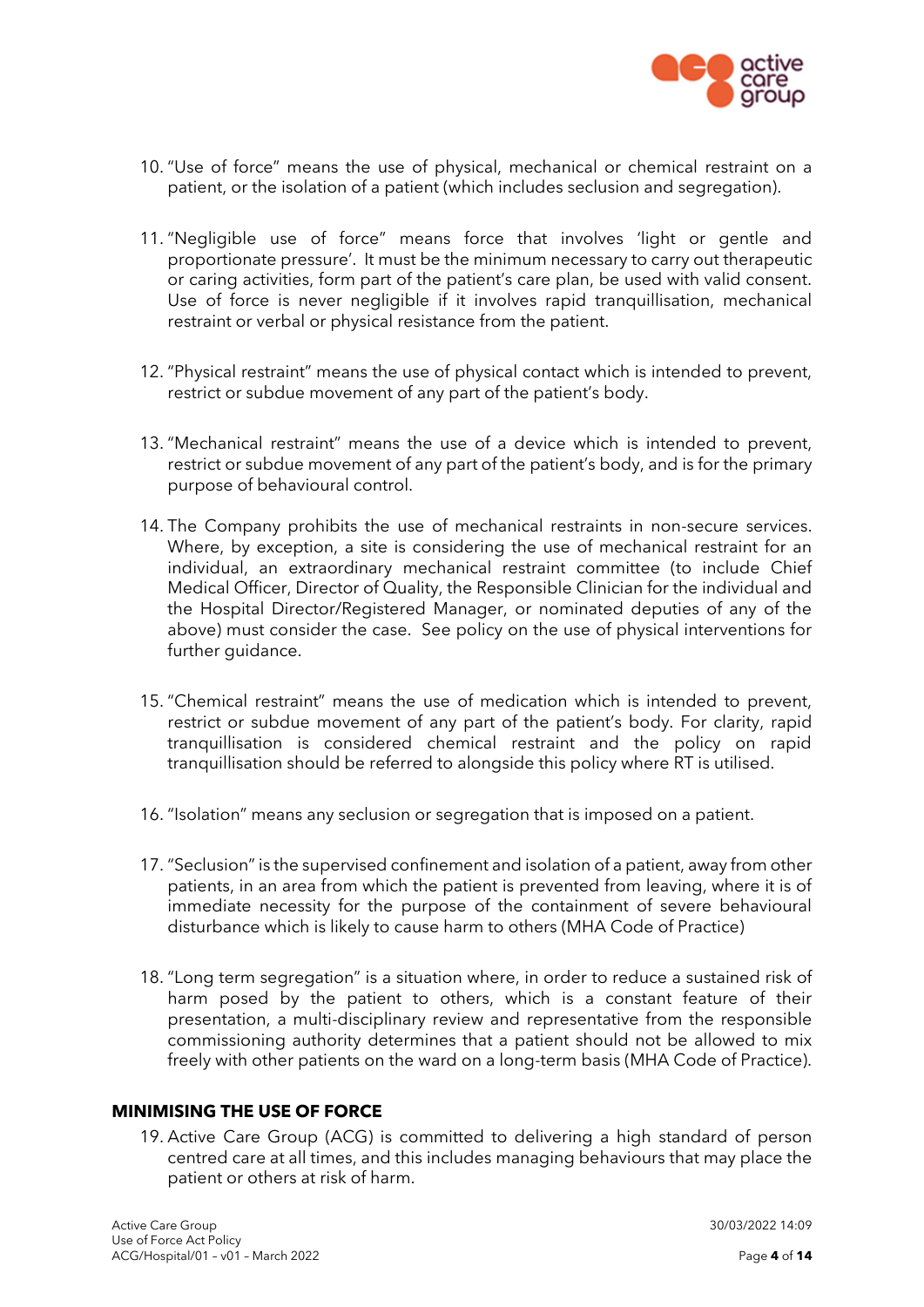10. "Use of force" means the use of physical, mechanical or chemical restraint on a patient, or the isolation of a patient (which includes seclusion and segregation).

11. "Negligible use of force" means force that involves 'light or gentle and proportionate pressure'. It must be the minimum necessary to carry out therapeutic or caring activities, form part of the patient's care plan, be used with valid consent. Use of force is never negligible if it involves rapid tranquillisation, mechanical restraint or verbal or physical resistance from the patient.

12. "Physical restraint" means the use of physical contact which is intended to prevent, restrict or subdue movement of any part of the patient's body.

13. "Mechanical restraint" means the use of a device which is intended to prevent, restrict or subdue movement of any part of the patient's body, and is for the primary purpose of behavioural control.

14. The Company prohibits the use of mechanical restraints in non-secure services. Where, by exception, a site is considering the use of mechanical restraint for an individual, an extraordinary mechanical restraint committee (to include Chief Medical Officer, Director of Quality, the Responsible Clinician for the individual and the Hospital Director/Registered Manager, or nominated deputies of any of the above) must consider the case. See policy on the use of physical interventions for further guidance.

15. "Chemical restraint" means the use of medication which is intended to prevent, restrict or subdue movement of any part of the patient's body. For clarity, rapid tranquillisation is considered chemical restraint and the policy on rapid tranquillisation should be referred to alongside this policy where RT is utilised.

16. "Isolation" means any seclusion or segregation that is imposed on a patient.

17. "Seclusion" is the supervised confinement and isolation of a patient, away from other patients, in an area from which the patient is prevented from leaving, where it is of immediate necessity for the purpose of the containment of severe behavioural disturbance which is likely to cause harm to others (MHA Code of Practice)

18. "Long term segregation" is a situation where, in order to reduce a sustained risk of harm posed by the patient to others, which is a constant feature of their presentation, a multi-disciplinary review and representative from the responsible commissioning authority determines that a patient should not be allowed to mix freely with other patients on the ward on a long-term basis (MHA Code of Practice).

## MINIMISING THE USE OF FORCE

19. Active Care Group (ACG) is committed to delivering a high standard of person centred care at all times, and this includes managing behaviours that may place the patient or others at risk of harm.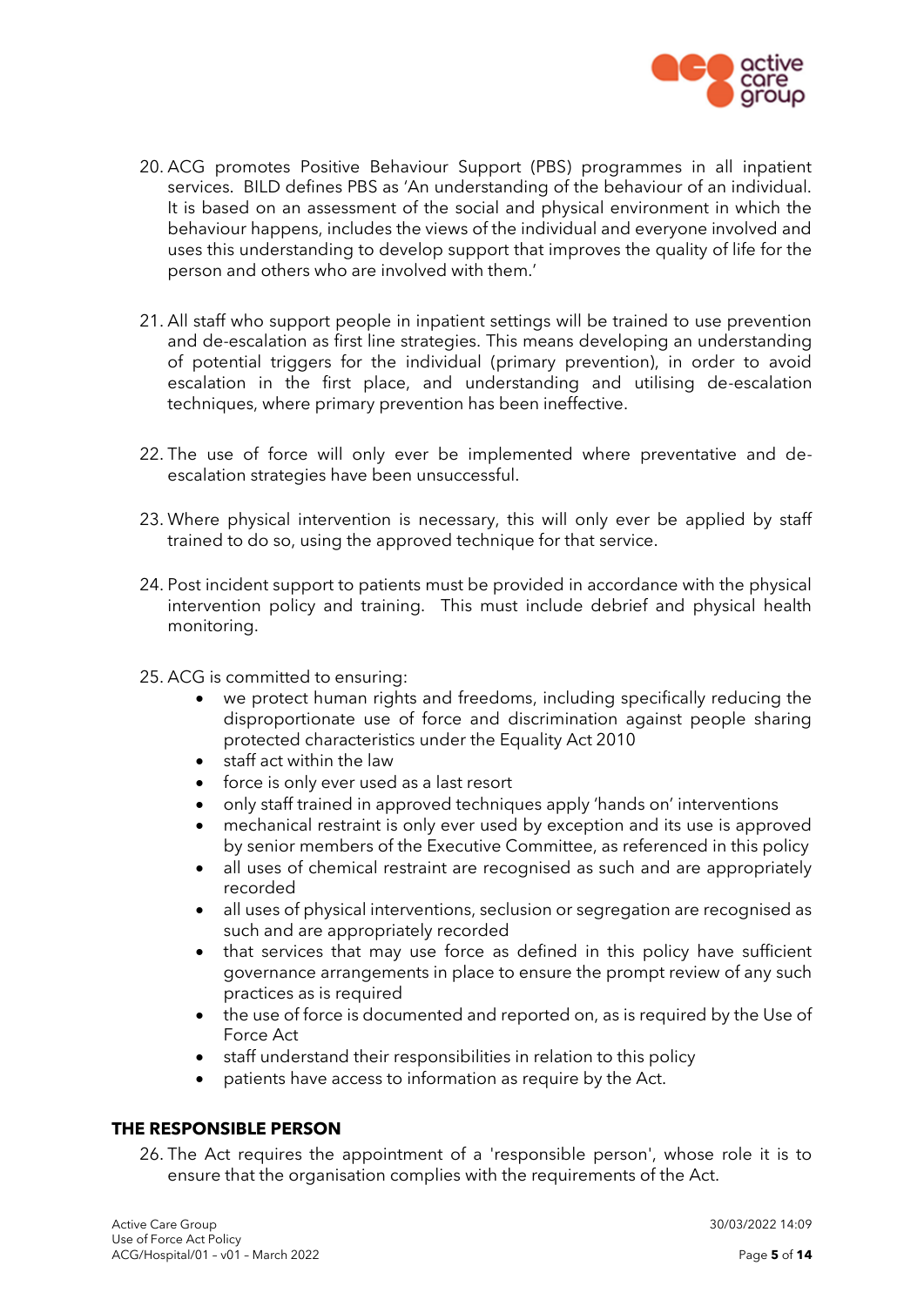20. ACG promotes Positive Behaviour Support (PBS) programmes in all inpatient services. BILD defines PBS as 'An understanding of the behaviour of an individual. It is based on an assessment of the social and physical environment in which the behaviour happens, includes the views of the individual and everyone involved and uses this understanding to develop support that improves the quality of life for the person and others who are involved with them.'

21. All staff who support people in inpatient settings will be trained to use prevention and de-escalation as first line strategies. This means developing an understanding of potential triggers for the individual (primary prevention), in order to avoid escalation in the first place, and understanding and utilising de-escalation techniques, where primary prevention has been ineffective.

22. The use of force will only ever be implemented where preventative and de-escalation strategies have been unsuccessful.

23. Where physical intervention is necessary, this will only ever be applied by staff trained to do so, using the approved technique for that service.

24. Post incident support to patients must be provided in accordance with the physical intervention policy and training. This must include debrief and physical health monitoring.

25. ACG is committed to ensuring:
    - we protect human rights and freedoms, including specifically reducing the disproportionate use of force and discrimination against people sharing protected characteristics under the Equality Act 2010
    - staff act within the law
    - force is only ever used as a last resort
    - only staff trained in approved techniques apply 'hands on' interventions
    - mechanical restraint is only ever used by exception and its use is approved by senior members of the Executive Committee, as referenced in this policy
    - all uses of chemical restraint are recognised as such and are appropriately recorded
    - all uses of physical interventions, seclusion or segregation are recognised as such and are appropriately recorded
    - that services that may use force as defined in this policy have sufficient governance arrangements in place to ensure the prompt review of any such practices as is required
    - the use of force is documented and reported on, as is required by the Use of Force Act
    - staff understand their responsibilities in relation to this policy
    - patients have access to information as require by the Act.

## THE RESPONSIBLE PERSON

26. The Act requires the appointment of a 'responsible person', whose role it is to ensure that the organisation complies with the requirements of the Act.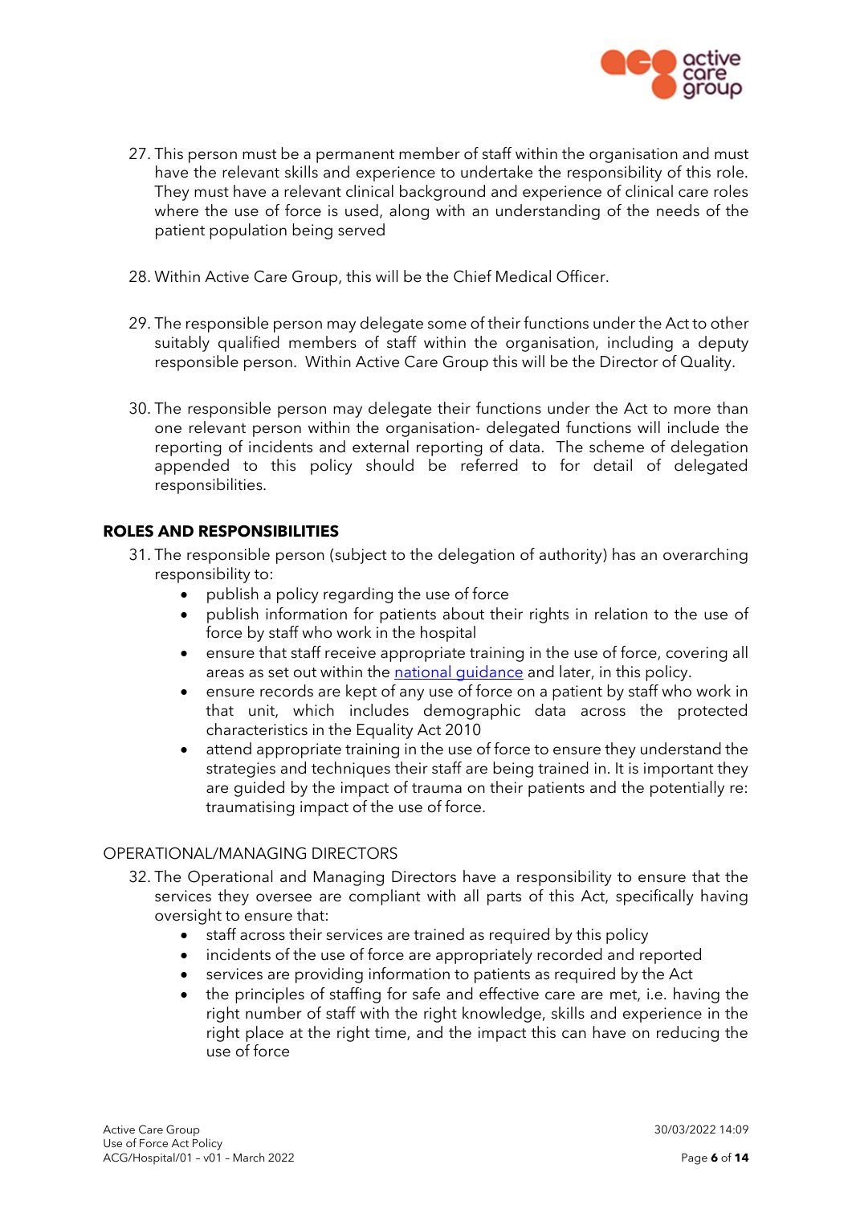27. This person must be a permanent member of staff within the organisation and must have the relevant skills and experience to undertake the responsibility of this role. They must have a relevant clinical background and experience of clinical care roles where the use of force is used, along with an understanding of the needs of the patient population being served

28. Within Active Care Group, this will be the Chief Medical Officer.

29. The responsible person may delegate some of their functions under the Act to other suitably qualified members of staff within the organisation, including a deputy responsible person. Within Active Care Group this will be the Director of Quality.

30. The responsible person may delegate their functions under the Act to more than one relevant person within the organisation- delegated functions will include the reporting of incidents and external reporting of data. The scheme of delegation appended to this policy should be referred to for detail of delegated responsibilities.

## ROLES AND RESPONSIBILITIES

31. The responsible person (subject to the delegation of authority) has an overarching responsibility to:
    - publish a policy regarding the use of force
    - publish information for patients about their rights in relation to the use of force by staff who work in the hospital
    - ensure that staff receive appropriate training in the use of force, covering all areas as set out within the national guidance and later, in this policy.
    - ensure records are kept of any use of force on a patient by staff who work in that unit, which includes demographic data across the protected characteristics in the Equality Act 2010
    - attend appropriate training in the use of force to ensure they understand the strategies and techniques their staff are being trained in. It is important they are guided by the impact of trauma on their patients and the potentially re: traumatising impact of the use of force.

### OPERATIONAL/MANAGING DIRECTORS

32. The Operational and Managing Directors have a responsibility to ensure that the services they oversee are compliant with all parts of this Act, specifically having oversight to ensure that:
    - staff across their services are trained as required by this policy
    - incidents of the use of force are appropriately recorded and reported
    - services are providing information to patients as required by the Act
    - the principles of staffing for safe and effective care are met, i.e. having the right number of staff with the right knowledge, skills and experience in the right place at the right time, and the impact this can have on reducing the use of force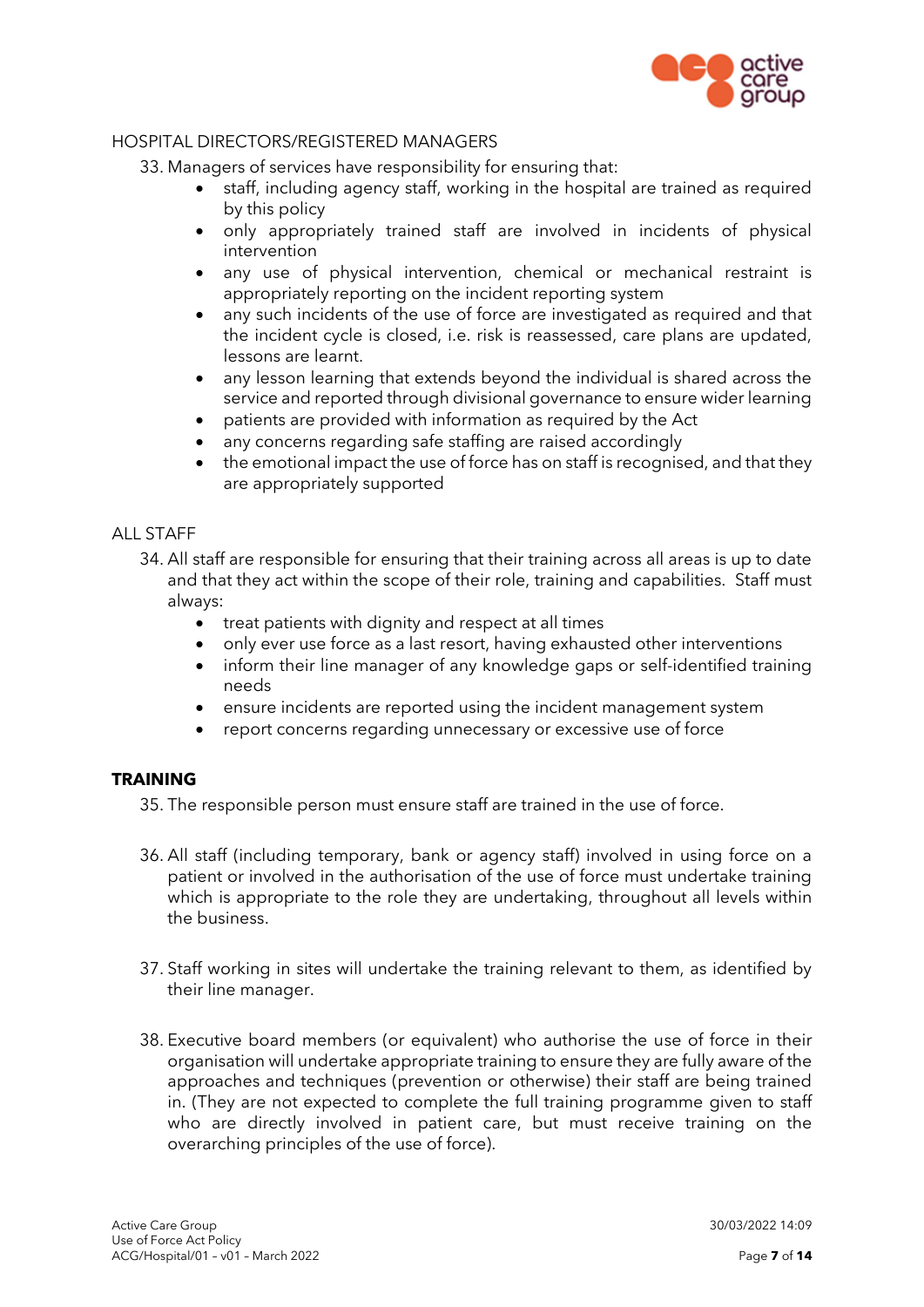HOSPITAL DIRECTORS/REGISTERED MANAGERS

33. Managers of services have responsibility for ensuring that:
    - staff, including agency staff, working in the hospital are trained as required by this policy
    - only appropriately trained staff are involved in incidents of physical intervention
    - any use of physical intervention, chemical or mechanical restraint is appropriately reporting on the incident reporting system
    - any such incidents of the use of force are investigated as required and that the incident cycle is closed, i.e. risk is reassessed, care plans are updated, lessons are learnt.
    - any lesson learning that extends beyond the individual is shared across the service and reported through divisional governance to ensure wider learning
    - patients are provided with information as required by the Act
    - any concerns regarding safe staffing are raised accordingly
    - the emotional impact the use of force has on staff is recognised, and that they are appropriately supported

ALL STAFF

34. All staff are responsible for ensuring that their training across all areas is up to date and that they act within the scope of their role, training and capabilities. Staff must always:
    - treat patients with dignity and respect at all times
    - only ever use force as a last resort, having exhausted other interventions
    - inform their line manager of any knowledge gaps or self-identified training needs
    - ensure incidents are reported using the incident management system
    - report concerns regarding unnecessary or excessive use of force

**TRAINING**

35. The responsible person must ensure staff are trained in the use of force.

36. All staff (including temporary, bank or agency staff) involved in using force on a patient or involved in the authorisation of the use of force must undertake training which is appropriate to the role they are undertaking, throughout all levels within the business.

37. Staff working in sites will undertake the training relevant to them, as identified by their line manager.

38. Executive board members (or equivalent) who authorise the use of force in their organisation will undertake appropriate training to ensure they are fully aware of the approaches and techniques (prevention or otherwise) their staff are being trained in. (They are not expected to complete the full training programme given to staff who are directly involved in patient care, but must receive training on the overarching principles of the use of force).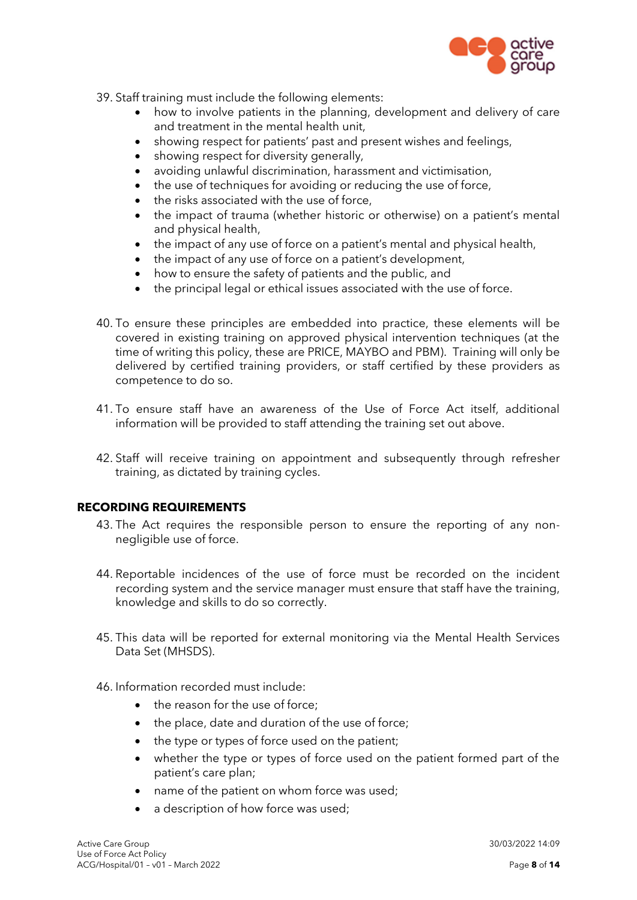39. Staff training must include the following elements:
    - how to involve patients in the planning, development and delivery of care and treatment in the mental health unit,
    - showing respect for patients' past and present wishes and feelings,
    - showing respect for diversity generally,
    - avoiding unlawful discrimination, harassment and victimisation,
    - the use of techniques for avoiding or reducing the use of force,
    - the risks associated with the use of force,
    - the impact of trauma (whether historic or otherwise) on a patient's mental and physical health,
    - the impact of any use of force on a patient's mental and physical health,
    - the impact of any use of force on a patient's development,
    - how to ensure the safety of patients and the public, and
    - the principal legal or ethical issues associated with the use of force.

40. To ensure these principles are embedded into practice, these elements will be covered in existing training on approved physical intervention techniques (at the time of writing this policy, these are PRICE, MAYBO and PBM). Training will only be delivered by certified training providers, or staff certified by these providers as competence to do so.

41. To ensure staff have an awareness of the Use of Force Act itself, additional information will be provided to staff attending the training set out above.

42. Staff will receive training on appointment and subsequently through refresher training, as dictated by training cycles.

## RECORDING REQUIREMENTS

43. The Act requires the responsible person to ensure the reporting of any non-negligible use of force.

44. Reportable incidences of the use of force must be recorded on the incident recording system and the service manager must ensure that staff have the training, knowledge and skills to do so correctly.

45. This data will be reported for external monitoring via the Mental Health Services Data Set (MHSDS).

46. Information recorded must include:
    - the reason for the use of force;
    - the place, date and duration of the use of force;
    - the type or types of force used on the patient;
    - whether the type or types of force used on the patient formed part of the patient's care plan;
    - name of the patient on whom force was used;
    - a description of how force was used;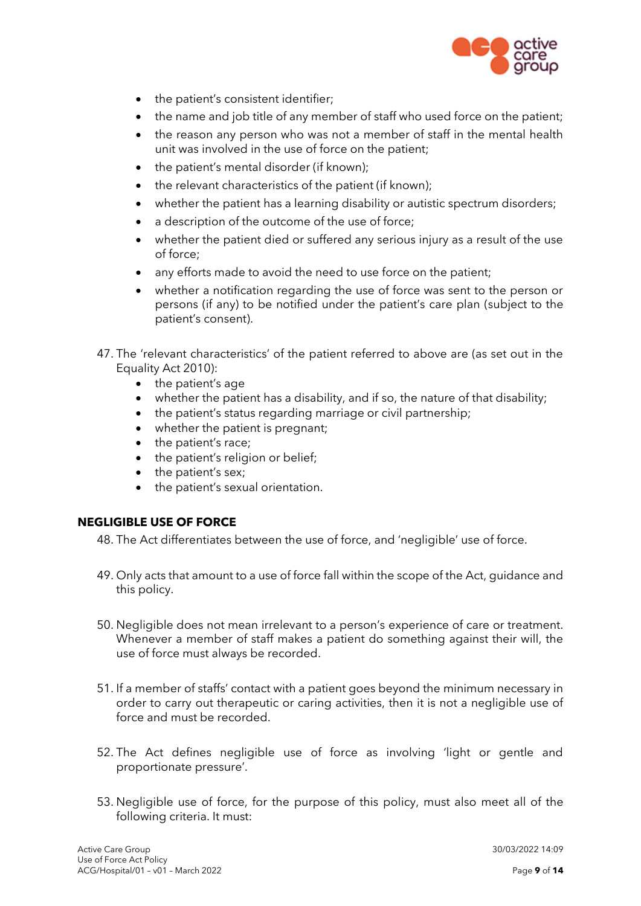- the patient's consistent identifier;
- the name and job title of any member of staff who used force on the patient;
- the reason any person who was not a member of staff in the mental health unit was involved in the use of force on the patient;
- the patient's mental disorder (if known);
- the relevant characteristics of the patient (if known);
- whether the patient has a learning disability or autistic spectrum disorders;
- a description of the outcome of the use of force;
- whether the patient died or suffered any serious injury as a result of the use of force;
- any efforts made to avoid the need to use force on the patient;
- whether a notification regarding the use of force was sent to the person or persons (if any) to be notified under the patient's care plan (subject to the patient's consent).

47. The 'relevant characteristics' of the patient referred to above are (as set out in the Equality Act 2010):
    - the patient's age
    - whether the patient has a disability, and if so, the nature of that disability;
    - the patient's status regarding marriage or civil partnership;
    - whether the patient is pregnant;
    - the patient's race;
    - the patient's religion or belief;
    - the patient's sex;
    - the patient's sexual orientation.

## NEGLIGIBLE USE OF FORCE

48. The Act differentiates between the use of force, and 'negligible' use of force.

49. Only acts that amount to a use of force fall within the scope of the Act, guidance and this policy.

50. Negligible does not mean irrelevant to a person's experience of care or treatment. Whenever a member of staff makes a patient do something against their will, the use of force must always be recorded.

51. If a member of staffs' contact with a patient goes beyond the minimum necessary in order to carry out therapeutic or caring activities, then it is not a negligible use of force and must be recorded.

52. The Act defines negligible use of force as involving 'light or gentle and proportionate pressure'.

53. Negligible use of force, for the purpose of this policy, must also meet all of the following criteria. It must: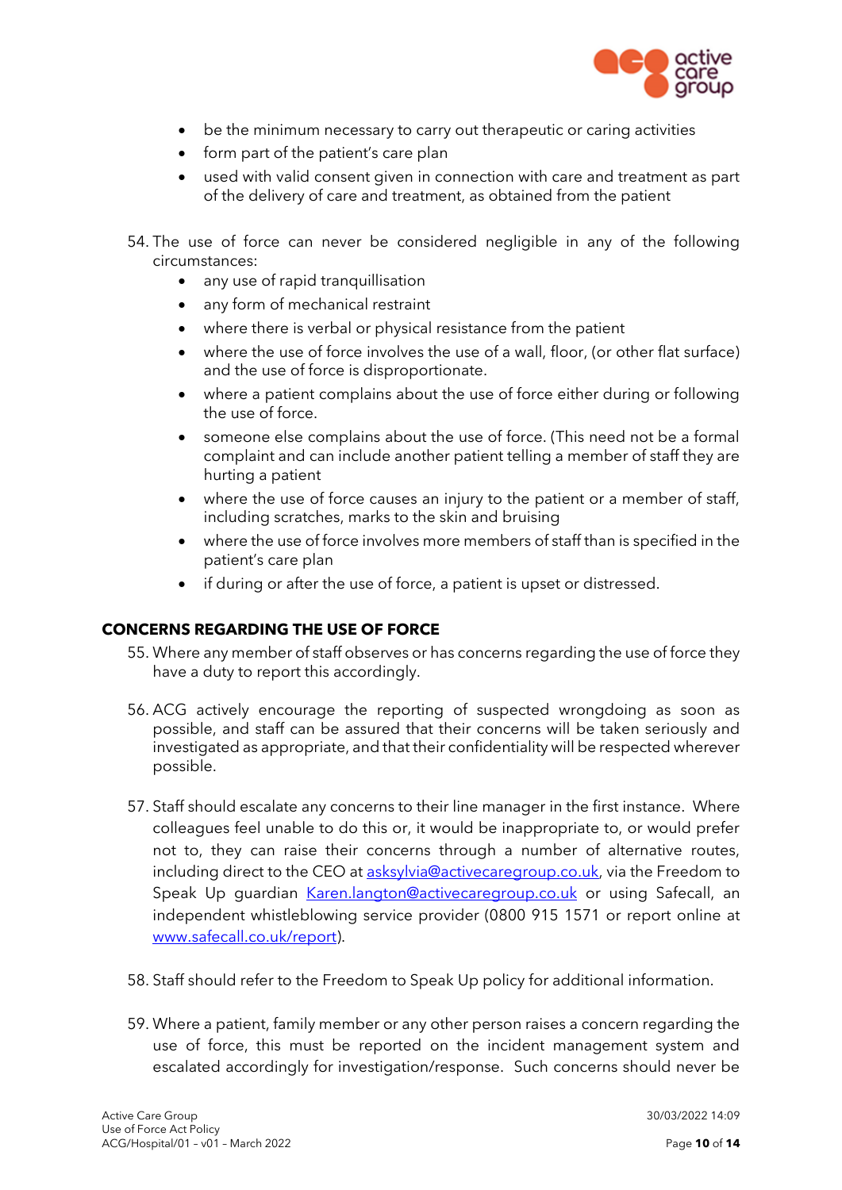- be the minimum necessary to carry out therapeutic or caring activities
- form part of the patient's care plan
- used with valid consent given in connection with care and treatment as part of the delivery of care and treatment, as obtained from the patient

54. The use of force can never be considered negligible in any of the following circumstances:
    - any use of rapid tranquillisation
    - any form of mechanical restraint
    - where there is verbal or physical resistance from the patient
    - where the use of force involves the use of a wall, floor, (or other flat surface) and the use of force is disproportionate.
    - where a patient complains about the use of force either during or following the use of force.
    - someone else complains about the use of force. (This need not be a formal complaint and can include another patient telling a member of staff they are hurting a patient
    - where the use of force causes an injury to the patient or a member of staff, including scratches, marks to the skin and bruising
    - where the use of force involves more members of staff than is specified in the patient's care plan
    - if during or after the use of force, a patient is upset or distressed.

## CONCERNS REGARDING THE USE OF FORCE

55. Where any member of staff observes or has concerns regarding the use of force they have a duty to report this accordingly.

56. ACG actively encourage the reporting of suspected wrongdoing as soon as possible, and staff can be assured that their concerns will be taken seriously and investigated as appropriate, and that their confidentiality will be respected wherever possible.

57. Staff should escalate any concerns to their line manager in the first instance. Where colleagues feel unable to do this or, it would be inappropriate to, or would prefer not to, they can raise their concerns through a number of alternative routes, including direct to the CEO at asksylvia@activecaregroup.co.uk, via the Freedom to Speak Up guardian Karen.langton@activecaregroup.co.uk or using Safecall, an independent whistleblowing service provider (0800 915 1571 or report online at www.safecall.co.uk/report).

58. Staff should refer to the Freedom to Speak Up policy for additional information.

59. Where a patient, family member or any other person raises a concern regarding the use of force, this must be reported on the incident management system and escalated accordingly for investigation/response. Such concerns should never be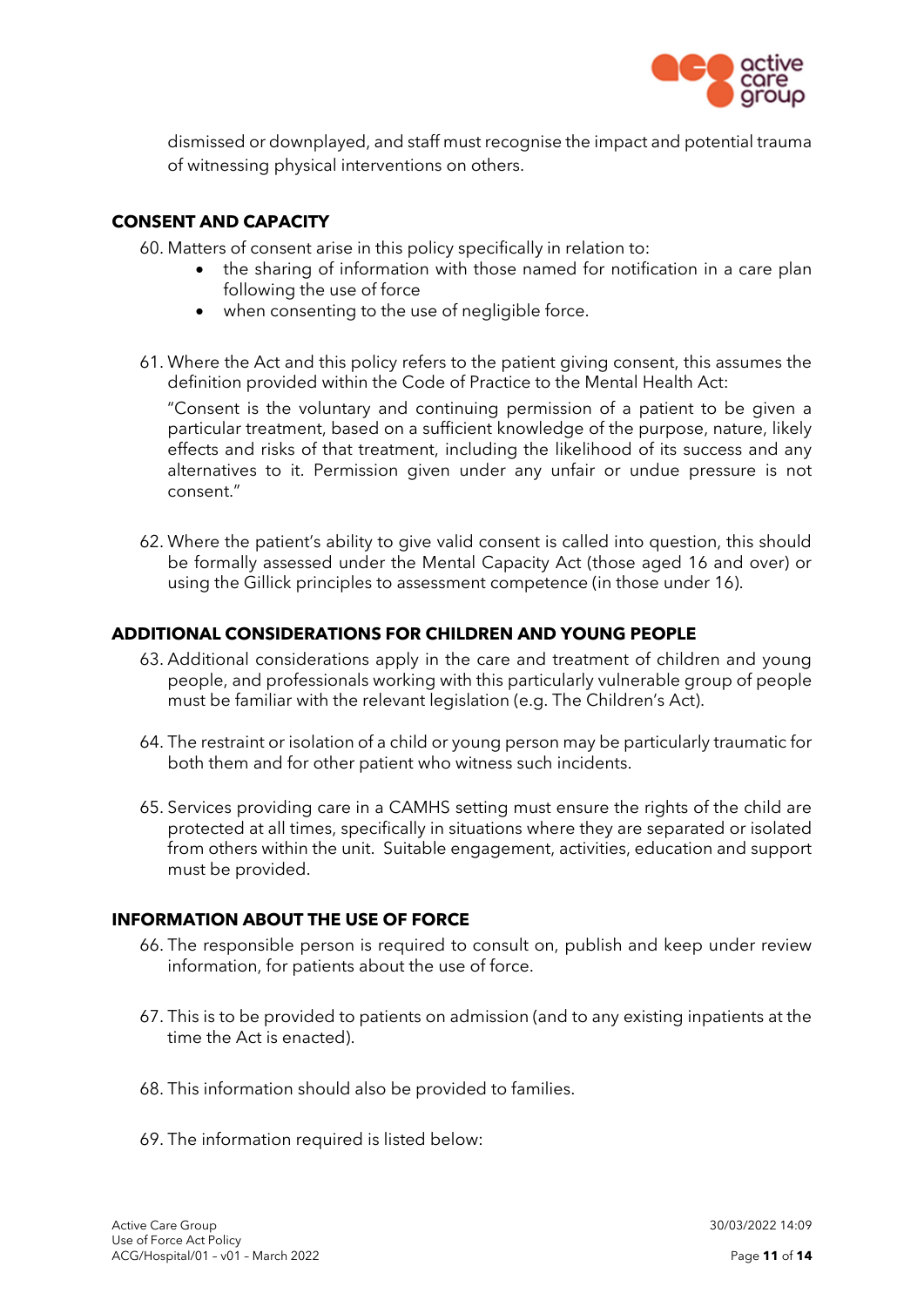dismissed or downplayed, and staff must recognise the impact and potential trauma of witnessing physical interventions on others.

## CONSENT AND CAPACITY

60. Matters of consent arise in this policy specifically in relation to:
    - the sharing of information with those named for notification in a care plan following the use of force
    - when consenting to the use of negligible force.

61. Where the Act and this policy refers to the patient giving consent, this assumes the definition provided within the Code of Practice to the Mental Health Act:

    "Consent is the voluntary and continuing permission of a patient to be given a particular treatment, based on a sufficient knowledge of the purpose, nature, likely effects and risks of that treatment, including the likelihood of its success and any alternatives to it. Permission given under any unfair or undue pressure is not consent."

62. Where the patient's ability to give valid consent is called into question, this should be formally assessed under the Mental Capacity Act (those aged 16 and over) or using the Gillick principles to assessment competence (in those under 16).

## ADDITIONAL CONSIDERATIONS FOR CHILDREN AND YOUNG PEOPLE

63. Additional considerations apply in the care and treatment of children and young people, and professionals working with this particularly vulnerable group of people must be familiar with the relevant legislation (e.g. The Children's Act).

64. The restraint or isolation of a child or young person may be particularly traumatic for both them and for other patient who witness such incidents.

65. Services providing care in a CAMHS setting must ensure the rights of the child are protected at all times, specifically in situations where they are separated or isolated from others within the unit. Suitable engagement, activities, education and support must be provided.

## INFORMATION ABOUT THE USE OF FORCE

66. The responsible person is required to consult on, publish and keep under review information, for patients about the use of force.

67. This is to be provided to patients on admission (and to any existing inpatients at the time the Act is enacted).

68. This information should also be provided to families.

69. The information required is listed below: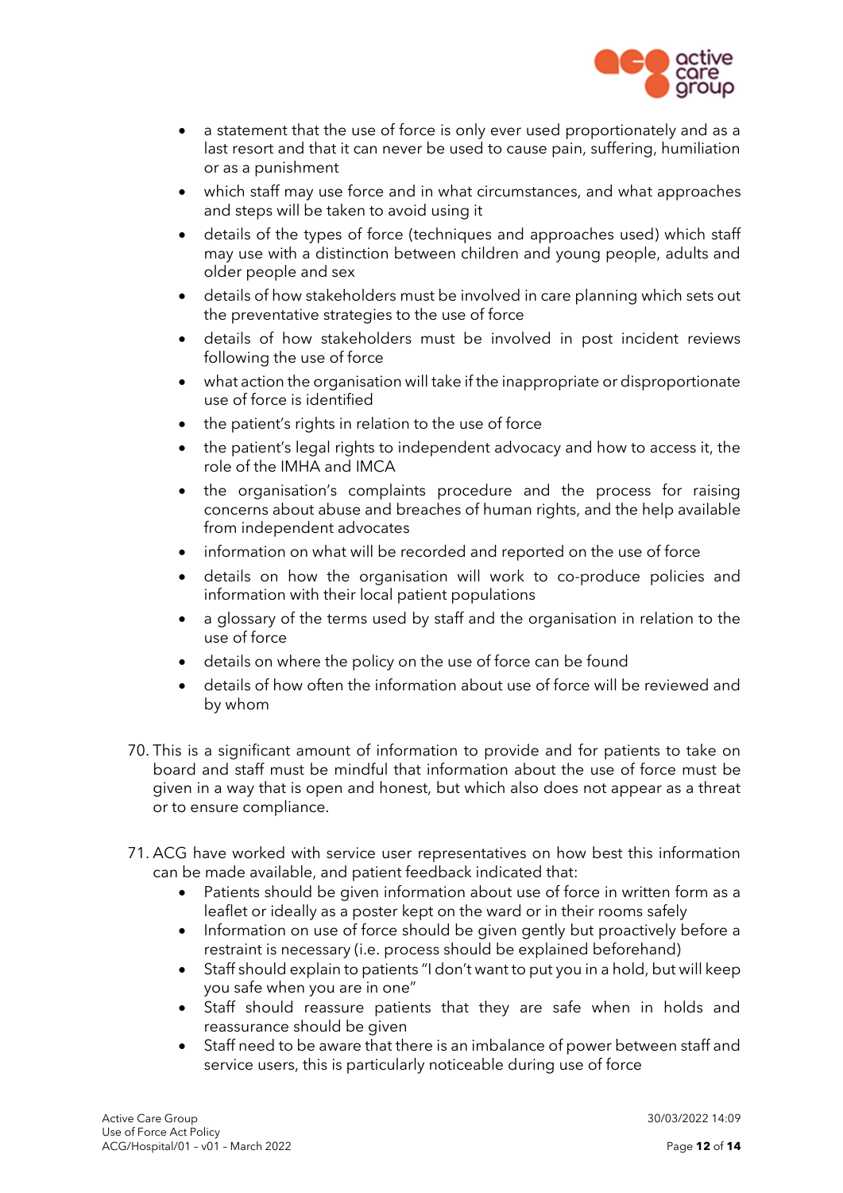- a statement that the use of force is only ever used proportionately and as a last resort and that it can never be used to cause pain, suffering, humiliation or as a punishment
- which staff may use force and in what circumstances, and what approaches and steps will be taken to avoid using it
- details of the types of force (techniques and approaches used) which staff may use with a distinction between children and young people, adults and older people and sex
- details of how stakeholders must be involved in care planning which sets out the preventative strategies to the use of force
- details of how stakeholders must be involved in post incident reviews following the use of force
- what action the organisation will take if the inappropriate or disproportionate use of force is identified
- the patient's rights in relation to the use of force
- the patient's legal rights to independent advocacy and how to access it, the role of the IMHA and IMCA
- the organisation's complaints procedure and the process for raising concerns about abuse and breaches of human rights, and the help available from independent advocates
- information on what will be recorded and reported on the use of force
- details on how the organisation will work to co-produce policies and information with their local patient populations
- a glossary of the terms used by staff and the organisation in relation to the use of force
- details on where the policy on the use of force can be found
- details of how often the information about use of force will be reviewed and by whom

70. This is a significant amount of information to provide and for patients to take on board and staff must be mindful that information about the use of force must be given in a way that is open and honest, but which also does not appear as a threat or to ensure compliance.

71. ACG have worked with service user representatives on how best this information can be made available, and patient feedback indicated that:
    - Patients should be given information about use of force in written form as a leaflet or ideally as a poster kept on the ward or in their rooms safely
    - Information on use of force should be given gently but proactively before a restraint is necessary (i.e. process should be explained beforehand)
    - Staff should explain to patients "I don't want to put you in a hold, but will keep you safe when you are in one"
    - Staff should reassure patients that they are safe when in holds and reassurance should be given
    - Staff need to be aware that there is an imbalance of power between staff and service users, this is particularly noticeable during use of force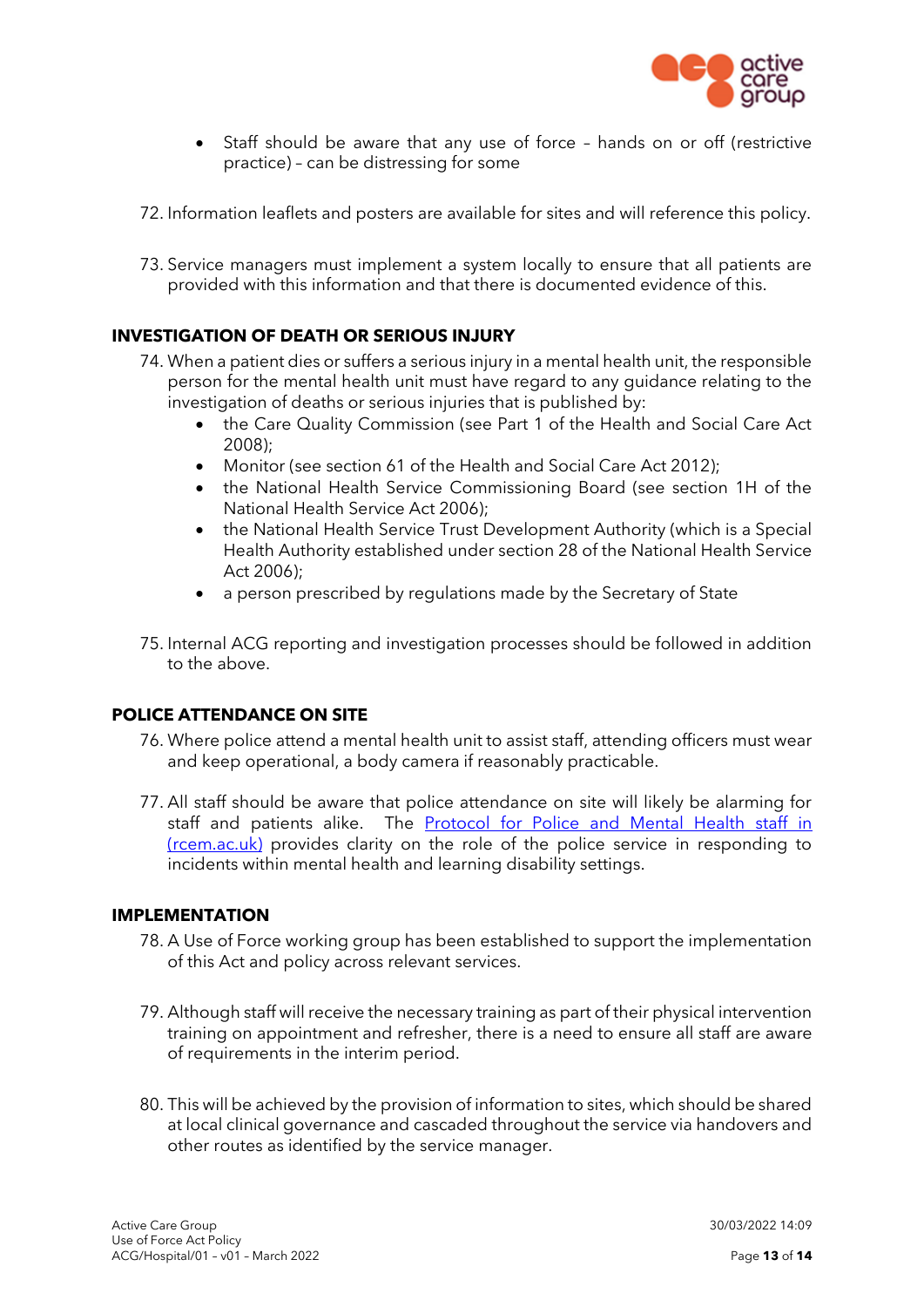- Staff should be aware that any use of force – hands on or off (restrictive practice) – can be distressing for some

72. Information leaflets and posters are available for sites and will reference this policy.

73. Service managers must implement a system locally to ensure that all patients are provided with this information and that there is documented evidence of this.

## INVESTIGATION OF DEATH OR SERIOUS INJURY

74. When a patient dies or suffers a serious injury in a mental health unit, the responsible person for the mental health unit must have regard to any guidance relating to the investigation of deaths or serious injuries that is published by:
    - the Care Quality Commission (see Part 1 of the Health and Social Care Act 2008);
    - Monitor (see section 61 of the Health and Social Care Act 2012);
    - the National Health Service Commissioning Board (see section 1H of the National Health Service Act 2006);
    - the National Health Service Trust Development Authority (which is a Special Health Authority established under section 28 of the National Health Service Act 2006);
    - a person prescribed by regulations made by the Secretary of State

75. Internal ACG reporting and investigation processes should be followed in addition to the above.

## POLICE ATTENDANCE ON SITE

76. Where police attend a mental health unit to assist staff, attending officers must wear and keep operational, a body camera if reasonably practicable.

77. All staff should be aware that police attendance on site will likely be alarming for staff and patients alike. The [Protocol for Police and Mental Health staff in (rcem.ac.uk)]() provides clarity on the role of the police service in responding to incidents within mental health and learning disability settings.

## IMPLEMENTATION

78. A Use of Force working group has been established to support the implementation of this Act and policy across relevant services.

79. Although staff will receive the necessary training as part of their physical intervention training on appointment and refresher, there is a need to ensure all staff are aware of requirements in the interim period.

80. This will be achieved by the provision of information to sites, which should be shared at local clinical governance and cascaded throughout the service via handovers and other routes as identified by the service manager.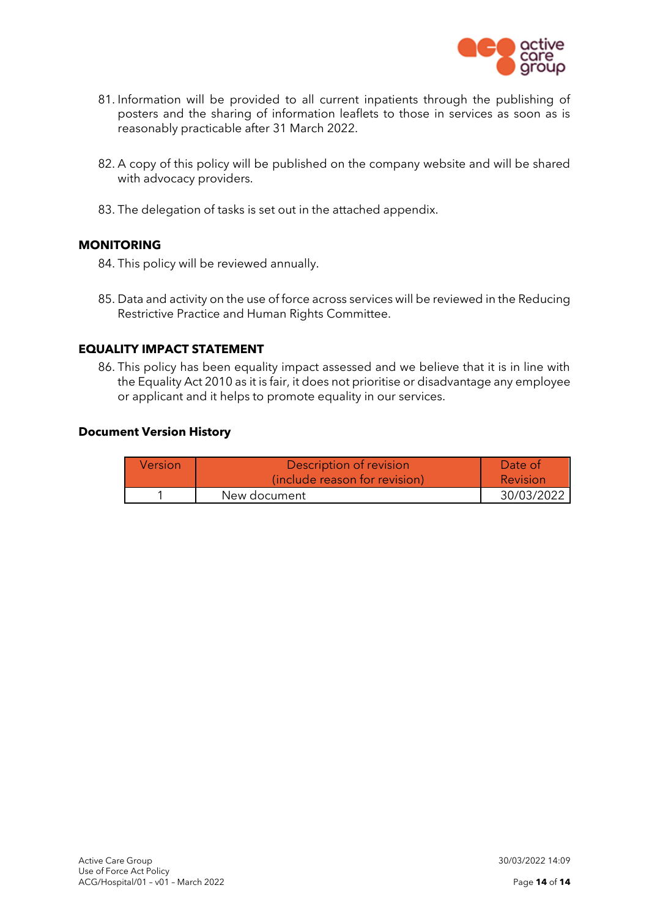81. Information will be provided to all current inpatients through the publishing of posters and the sharing of information leaflets to those in services as soon as is reasonably practicable after 31 March 2022.

82. A copy of this policy will be published on the company website and will be shared with advocacy providers.

83. The delegation of tasks is set out in the attached appendix.

## MONITORING

84. This policy will be reviewed annually.

85. Data and activity on the use of force across services will be reviewed in the Reducing Restrictive Practice and Human Rights Committee.

## EQUALITY IMPACT STATEMENT

86. This policy has been equality impact assessed and we believe that it is in line with the Equality Act 2010 as it is fair, it does not prioritise or disadvantage any employee or applicant and it helps to promote equality in our services.

### Document Version History

| Version | Description of revision (include reason for revision) | Date of Revision |
|---|---|---|
| 1 | New document | 30/03/2022 |